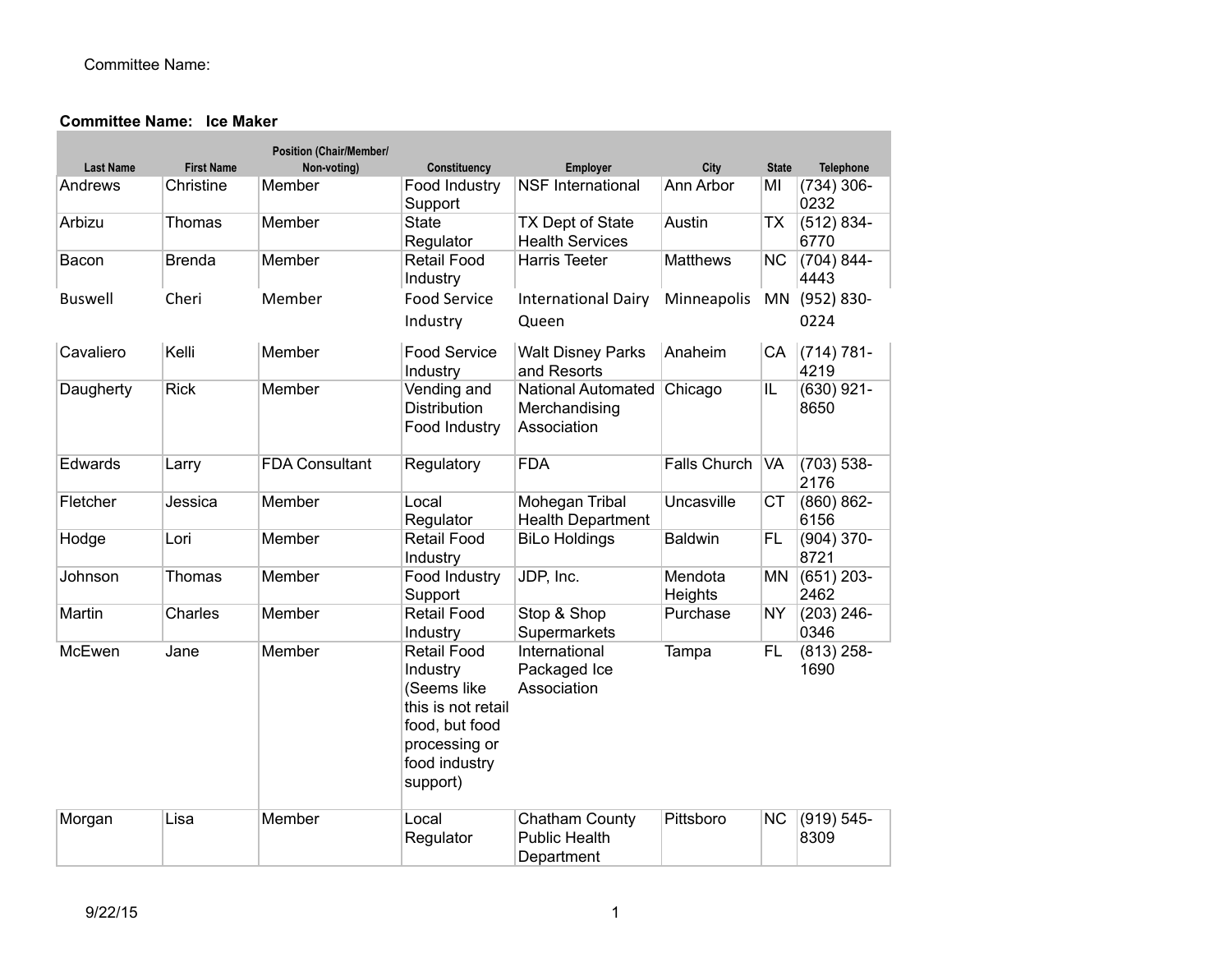Committee Name:

**Committee Name: Ice Maker**

| Last Name | First Name | Position (Chair/Member/ Non-voting) | Constituency | Employer | City | State | Telephone |
|---|---|---|---|---|---|---|---|
| Andrews | Christine | Member | Food Industry Support | NSF International | Ann Arbor | MI | (734) 306-0232 |
| Arbizu | Thomas | Member | State Regulator | TX Dept of State Health Services | Austin | TX | (512) 834-6770 |
| Bacon | Brenda | Member | Retail Food Industry | Harris Teeter | Matthews | NC | (704) 844-4443 |
| Buswell | Cheri | Member | Food Service Industry | International Dairy Queen | Minneapolis | MN | (952) 830-0224 |
| Cavaliero | Kelli | Member | Food Service Industry | Walt Disney Parks and Resorts | Anaheim | CA | (714) 781-4219 |
| Daugherty | Rick | Member | Vending and Distribution Food Industry | National Automated Merchandising Association | Chicago | IL | (630) 921-8650 |
| Edwards | Larry | FDA Consultant | Regulatory | FDA | Falls Church | VA | (703) 538-2176 |
| Fletcher | Jessica | Member | Local Regulator | Mohegan Tribal Health Department | Uncasville | CT | (860) 862-6156 |
| Hodge | Lori | Member | Retail Food Industry | BiLo Holdings | Baldwin | FL | (904) 370-8721 |
| Johnson | Thomas | Member | Food Industry Support | JDP, Inc. | Mendota Heights | MN | (651) 203-2462 |
| Martin | Charles | Member | Retail Food Industry | Stop & Shop Supermarkets | Purchase | NY | (203) 246-0346 |
| McEwen | Jane | Member | Retail Food Industry (Seems like this is not retail food, but food processing or food industry support) | International Packaged Ice Association | Tampa | FL | (813) 258-1690 |
| Morgan | Lisa | Member | Local Regulator | Chatham County Public Health Department | Pittsboro | NC | (919) 545-8309 |

9/22/15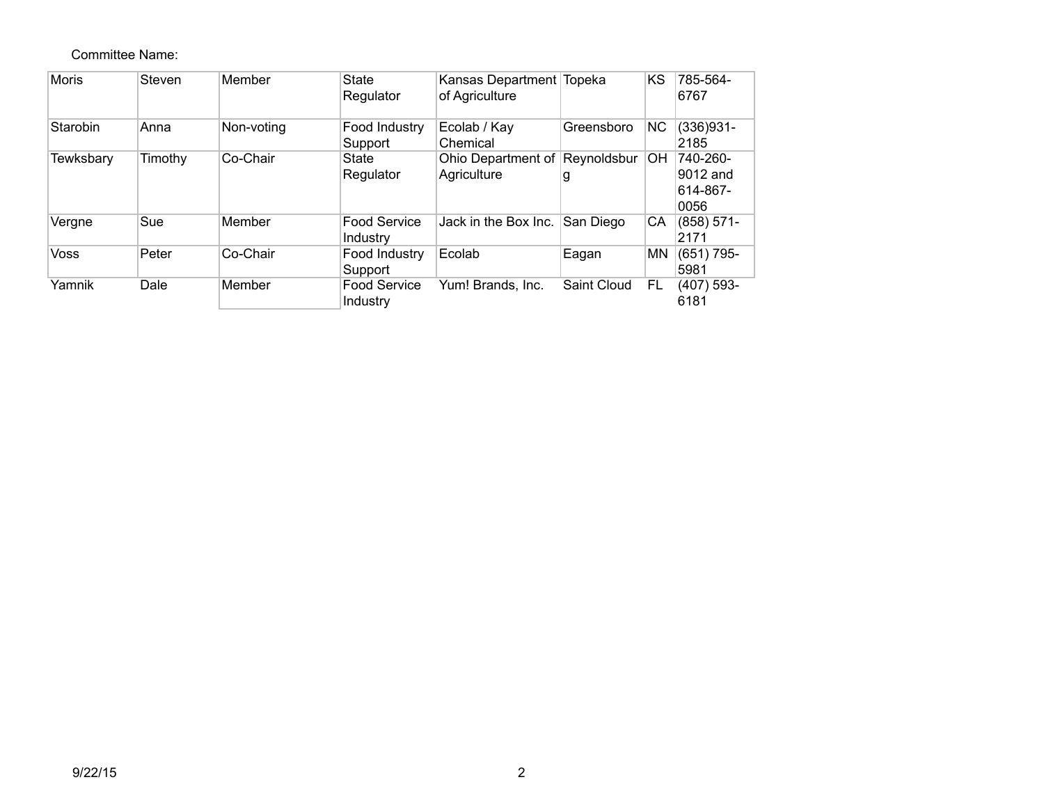Committee Name:

| | | | | | | | |
|---|---|---|---|---|---|---|---|
| Moris | Steven | Member | State Regulator | Kansas Department of Agriculture | Topeka | KS | 785-564-6767 |
| Starobin | Anna | Non-voting | Food Industry Support | Ecolab / Kay Chemical | Greensboro | NC | (336)931-2185 |
| Tewksbary | Timothy | Co-Chair | State Regulator | Ohio Department of Agriculture | Reynoldsburg | OH | 740-260-9012 and 614-867-0056 |
| Vergne | Sue | Member | Food Service Industry | Jack in the Box Inc. | San Diego | CA | (858) 571-2171 |
| Voss | Peter | Co-Chair | Food Industry Support | Ecolab | Eagan | MN | (651) 795-5981 |
| Yamnik | Dale | Member | Food Service Industry | Yum! Brands, Inc. | Saint Cloud | FL | (407) 593-6181 |

9/22/15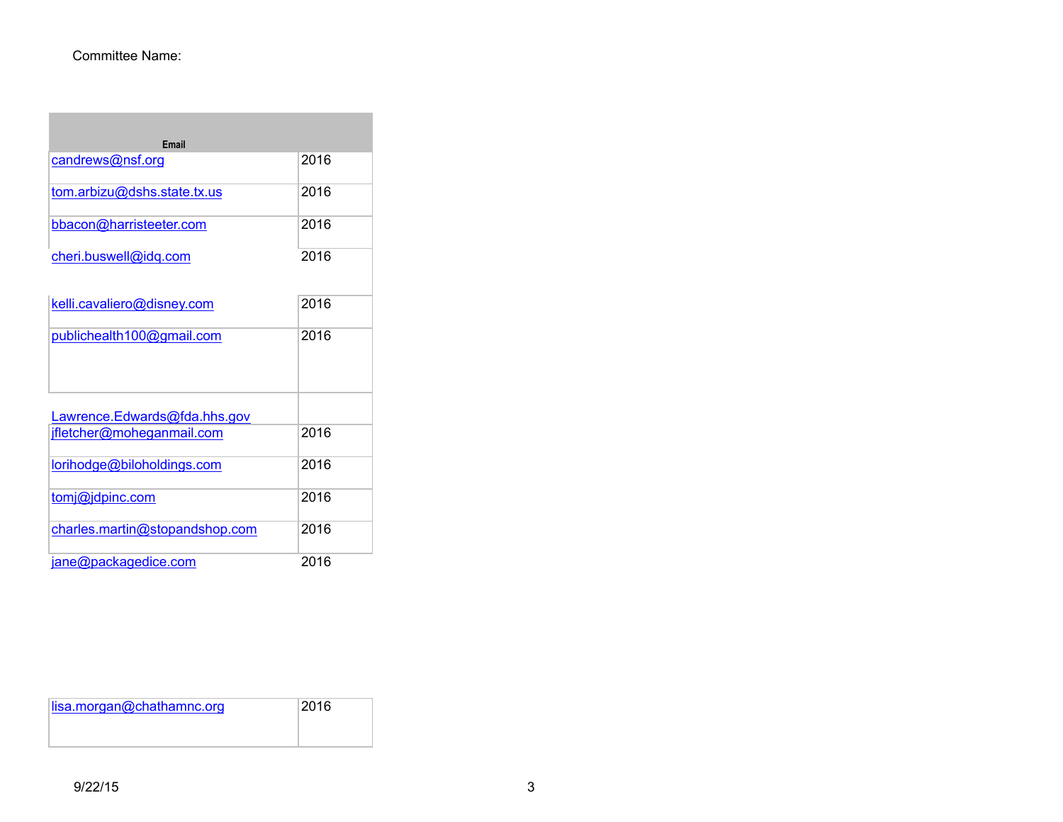Committee Name:

| Email | |
|---|---|
| candrews@nsf.org | 2016 |
| tom.arbizu@dshs.state.tx.us | 2016 |
| bbacon@harristeeter.com | 2016 |
| cheri.buswell@idq.com | 2016 |
| kelli.cavaliero@disney.com | 2016 |
| publichealth100@gmail.com | 2016 |
| Lawrence.Edwards@fda.hhs.gov | |
| jfletcher@moheganmail.com | 2016 |
| lorihodge@biloholdings.com | 2016 |
| tomj@jdpinc.com | 2016 |
| charles.martin@stopandshop.com | 2016 |
| jane@packagedice.com | 2016 |
| lisa.morgan@chathamnc.org | 2016 |

9/22/15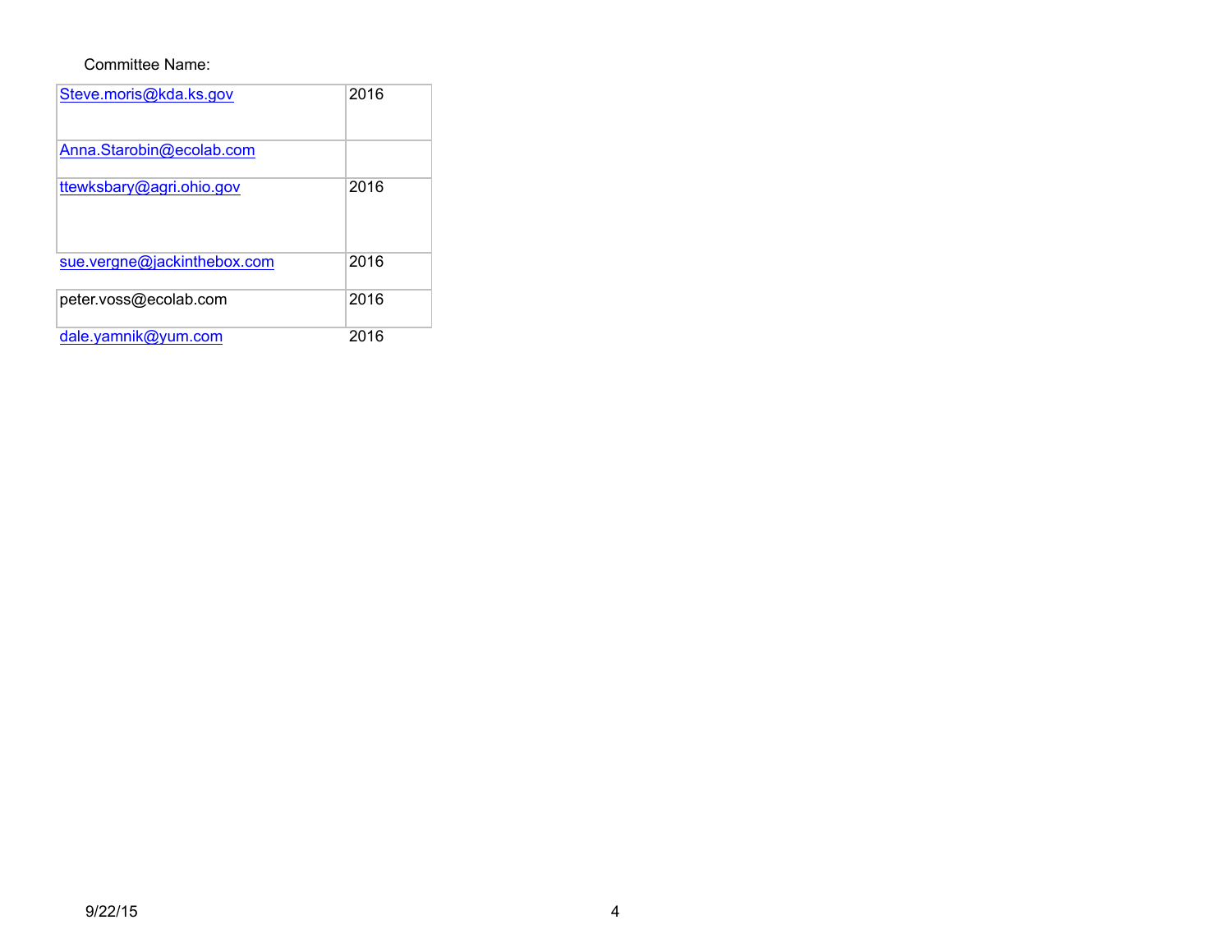Committee Name:

| | |
|---|---|
| Steve.moris@kda.ks.gov | 2016 |
| Anna.Starobin@ecolab.com | |
| ttewksbary@agri.ohio.gov | 2016 |
| sue.vergne@jackinthebox.com | 2016 |
| peter.voss@ecolab.com | 2016 |
| dale.yamnik@yum.com | 2016 |

9/22/15